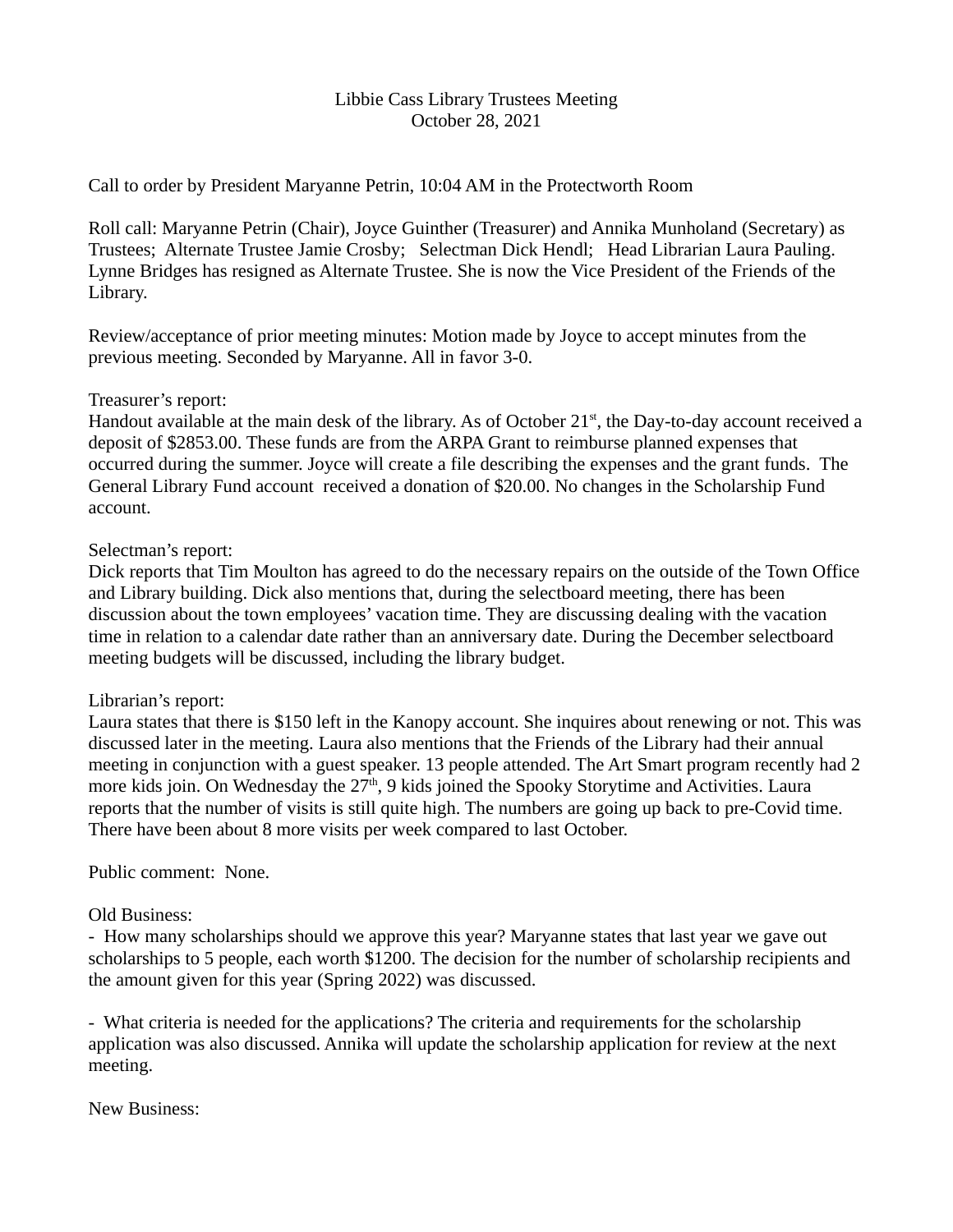# Libbie Cass Library Trustees Meeting
## October 28, 2021

Call to order by President Maryanne Petrin, 10:04 AM in the Protectworth Room

Roll call: Maryanne Petrin (Chair), Joyce Guinther (Treasurer) and Annika Munholand (Secretary) as Trustees; Alternate Trustee Jamie Crosby; Selectman Dick Hendl; Head Librarian Laura Pauling. Lynne Bridges has resigned as Alternate Trustee. She is now the Vice President of the Friends of the Library.

Review/acceptance of prior meeting minutes: Motion made by Joyce to accept minutes from the previous meeting. Seconded by Maryanne. All in favor 3-0.

Treasurer's report:
Handout available at the main desk of the library. As of October 21st, the Day-to-day account received a deposit of $2853.00. These funds are from the ARPA Grant to reimburse planned expenses that occurred during the summer. Joyce will create a file describing the expenses and the grant funds. The General Library Fund account received a donation of $20.00. No changes in the Scholarship Fund account.

Selectman's report:
Dick reports that Tim Moulton has agreed to do the necessary repairs on the outside of the Town Office and Library building. Dick also mentions that, during the selectboard meeting, there has been discussion about the town employees' vacation time. They are discussing dealing with the vacation time in relation to a calendar date rather than an anniversary date. During the December selectboard meeting budgets will be discussed, including the library budget.

Librarian's report:
Laura states that there is $150 left in the Kanopy account. She inquires about renewing or not. This was discussed later in the meeting. Laura also mentions that the Friends of the Library had their annual meeting in conjunction with a guest speaker. 13 people attended. The Art Smart program recently had 2 more kids join. On Wednesday the 27th, 9 kids joined the Spooky Storytime and Activities. Laura reports that the number of visits is still quite high. The numbers are going up back to pre-Covid time. There have been about 8 more visits per week compared to last October.

Public comment: None.

Old Business:

- How many scholarships should we approve this year? Maryanne states that last year we gave out scholarships to 5 people, each worth $1200. The decision for the number of scholarship recipients and the amount given for this year (Spring 2022) was discussed.

- What criteria is needed for the applications? The criteria and requirements for the scholarship application was also discussed. Annika will update the scholarship application for review at the next meeting.

New Business: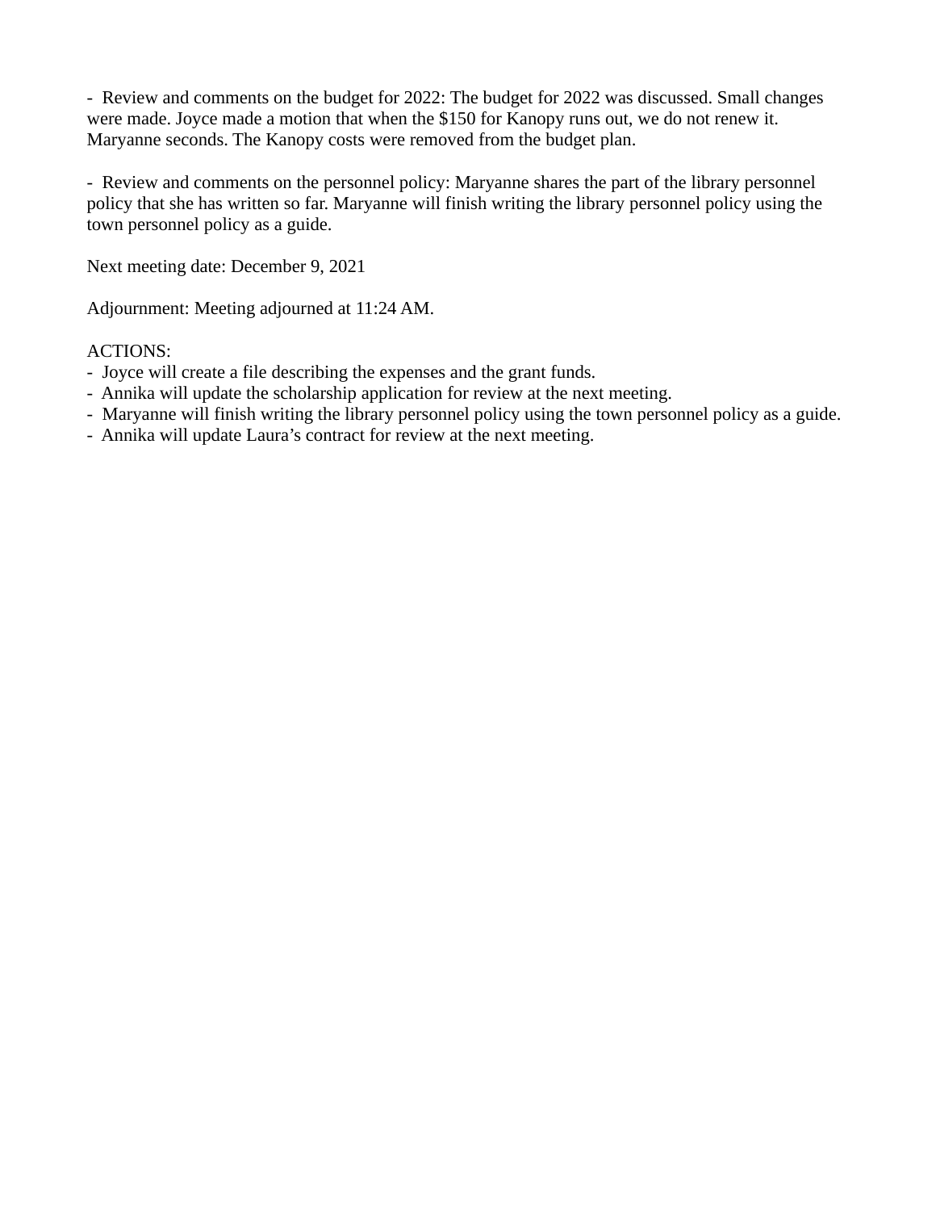- Review and comments on the budget for 2022: The budget for 2022 was discussed. Small changes were made. Joyce made a motion that when the $150 for Kanopy runs out, we do not renew it. Maryanne seconds. The Kanopy costs were removed from the budget plan.

- Review and comments on the personnel policy: Maryanne shares the part of the library personnel policy that she has written so far. Maryanne will finish writing the library personnel policy using the town personnel policy as a guide.

Next meeting date: December 9, 2021

Adjournment: Meeting adjourned at 11:24 AM.

ACTIONS:

- Joyce will create a file describing the expenses and the grant funds.
- Annika will update the scholarship application for review at the next meeting.
- Maryanne will finish writing the library personnel policy using the town personnel policy as a guide.
- Annika will update Laura's contract for review at the next meeting.